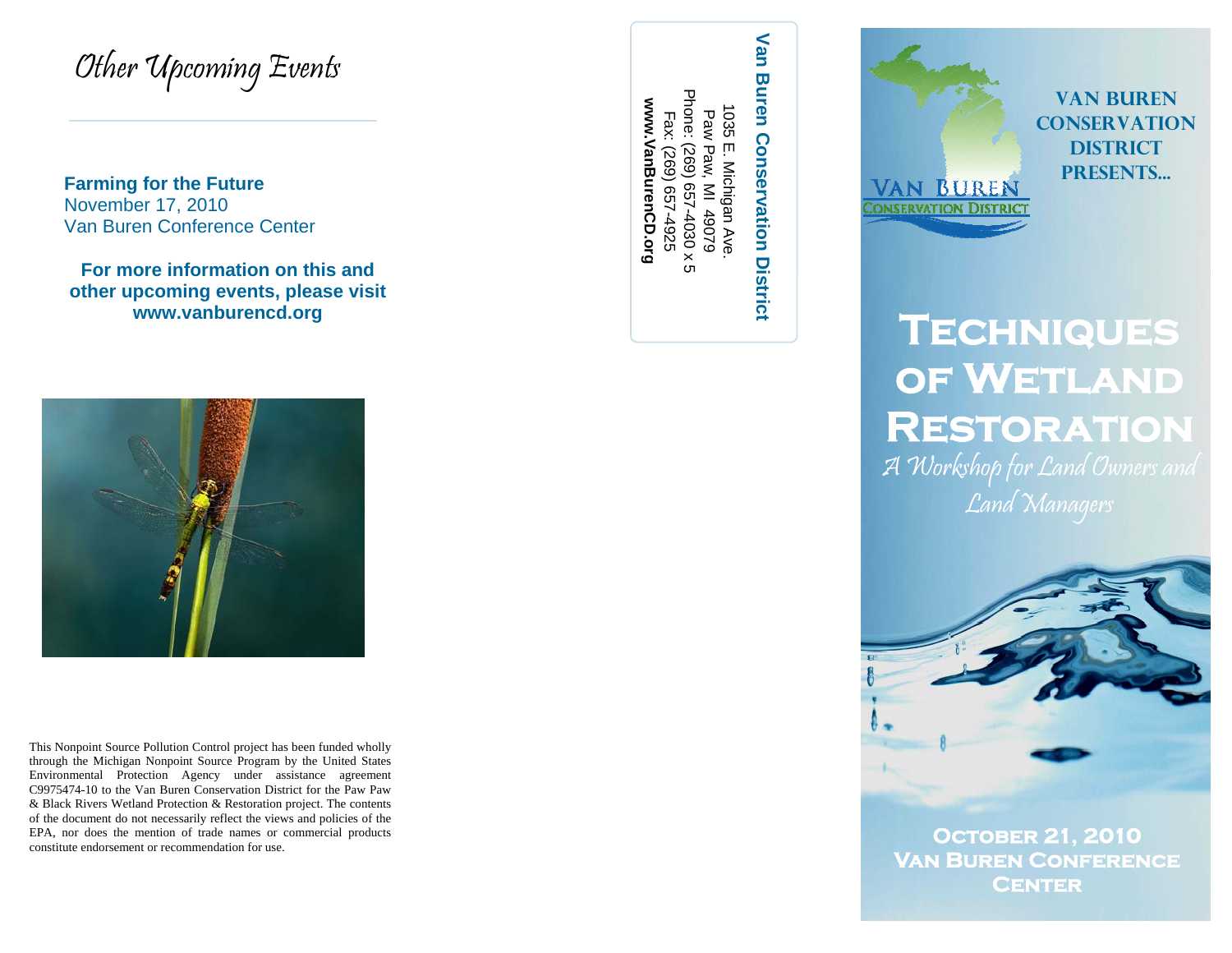# Other Upcoming Events

**Farming for the Future**
November 17, 2010
Van Buren Conference Center

**For more information on this and other upcoming events, please visit www.vanburencd.org**

This Nonpoint Source Pollution Control project has been funded wholly through the Michigan Nonpoint Source Program by the United States Environmental Protection Agency under assistance agreement C9975474-10 to the Van Buren Conservation District for the Paw Paw & Black Rivers Wetland Protection & Restoration project. The contents of the document do not necessarily reflect the views and policies of the EPA, nor does the mention of trade names or commercial products constitute endorsement or recommendation for use.

**Van Buren Conservation District**
1035 E. Michigan Ave.
Paw Paw, MI 49079
Phone: (269) 657-4030 x 5
Fax: (269) 657-4925
**www.VanBurenCD.org**

VAN BUREN CONSERVATION DISTRICT

**Van Buren Conservation District Presents...**

# Techniques of Wetland Restoration

*A Workshop for Land Owners and Land Managers*

**October 21, 2010**
**Van Buren Conference Center**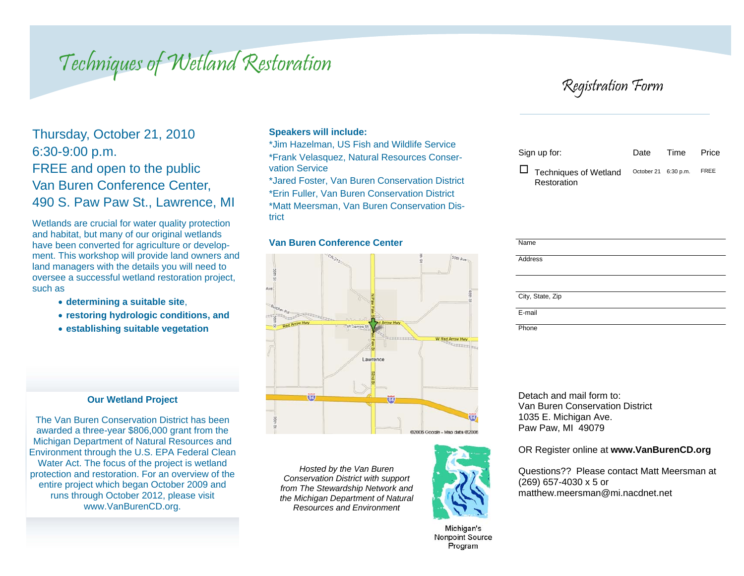# Techniques of Wetland Restoration

Thursday, October 21, 2010
6:30-9:00 p.m.
FREE and open to the public
Van Buren Conference Center,
490 S. Paw Paw St., Lawrence, MI

Wetlands are crucial for water quality protection and habitat, but many of our original wetlands have been converted for agriculture or development. This workshop will provide land owners and land managers with the details you will need to oversee a successful wetland restoration project, such as

- **determining a suitable site**,
- **restoring hydrologic conditions, and**
- **establishing suitable vegetation**

### Our Wetland Project

The Van Buren Conservation District has been awarded a three-year $806,000 grant from the Michigan Department of Natural Resources and Environment through the U.S. EPA Federal Clean Water Act. The focus of the project is wetland protection and restoration. For an overview of the entire project which began October 2009 and runs through October 2012, please visit www.VanBurenCD.org.

### Speakers will include:

*Jim Hazelman, US Fish and Wildlife Service
*Frank Velasquez, Natural Resources Conservation Service
*Jared Foster, Van Buren Conservation District
*Erin Fuller, Van Buren Conservation District
*Matt Meersman, Van Buren Conservation District

### Van Buren Conference Center

CR-215
50th Ave
56th St
Butcher Rd
Red Arrow Hwy
W James St
N Paw Paw St
W Red Arrow Hwy
Lawrence
52nd St
48th St
94
©2006 Google - Map data ©2006

*Hosted by the Van Buren Conservation District with support from The Stewardship Network and the Michigan Department of Natural Resources and Environment*

Michigan's Nonpoint Source Program

## Registration Form

| Sign up for: | Date | Time | Price |
|---|---|---|---|
| ☐ Techniques of Wetland Restoration | October 21 | 6:30 p.m. | FREE |

Name

Address

City, State, Zip

E-mail

Phone

Detach and mail form to:
Van Buren Conservation District
1035 E. Michigan Ave.
Paw Paw, MI 49079

OR Register online at **www.VanBurenCD.org**

Questions?? Please contact Matt Meersman at (269) 657-4030 x 5 or matthew.meersman@mi.nacdnet.net